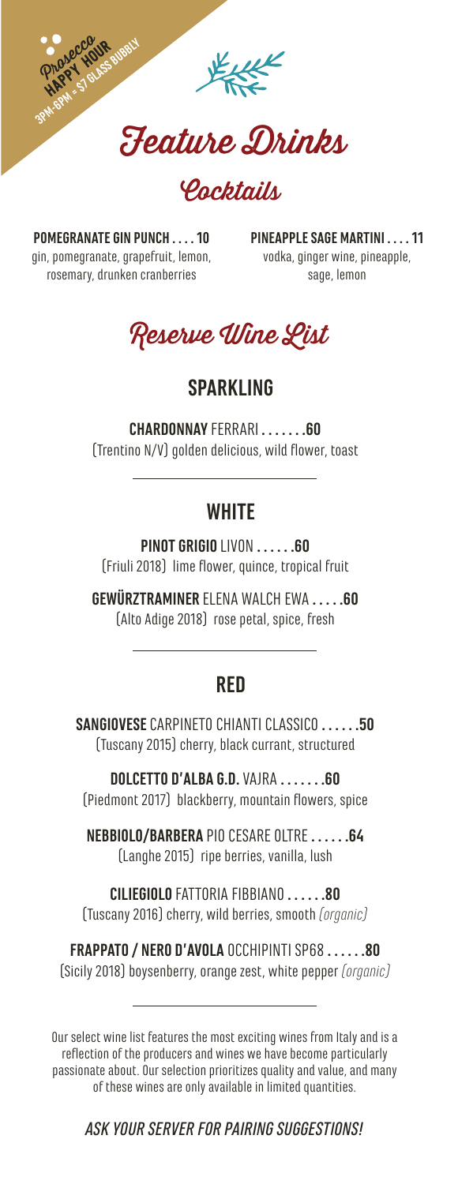Prosecco HAPPY HOUR
3PM-6PM = $7 GLASS BUBBLY

# Feature Drinks

## Cocktails

**POMEGRANATE GIN PUNCH . . . . 10**
gin, pomegranate, grapefruit, lemon, rosemary, drunken cranberries

**PINEAPPLE SAGE MARTINI . . . . 11**
vodka, ginger wine, pineapple, sage, lemon

# Reserve Wine List

## SPARKLING

**CHARDONNAY** FERRARI **. . . . . . .60**
(Trentino N/V) golden delicious, wild flower, toast

## WHITE

**PINOT GRIGIO** LIVON **. . . . . .60**
(Friuli 2018) lime flower, quince, tropical fruit

**GEWÜRZTRAMINER** ELENA WALCH EWA **. . . . .60**
(Alto Adige 2018) rose petal, spice, fresh

## RED

**SANGIOVESE** CARPINETO CHIANTI CLASSICO **. . . . . .50**
(Tuscany 2015) cherry, black currant, structured

**DOLCETTO D'ALBA G.D.** VAJRA **. . . . . . .60**
(Piedmont 2017) blackberry, mountain flowers, spice

**NEBBIOLO/BARBERA** PIO CESARE OLTRE **. . . . . .64**
(Langhe 2015) ripe berries, vanilla, lush

**CILIEGIOLO** FATTORIA FIBBIANO **. . . . . .80**
(Tuscany 2016) cherry, wild berries, smooth *(organic)*

**FRAPPATO / NERO D'AVOLA** OCCHIPINTI SP68 **. . . . . .80**
(Sicily 2018) boysenberry, orange zest, white pepper *(organic)*

Our select wine list features the most exciting wines from Italy and is a reflection of the producers and wines we have become particularly passionate about. Our selection prioritizes quality and value, and many of these wines are only available in limited quantities.

*ASK YOUR SERVER FOR PAIRING SUGGESTIONS!*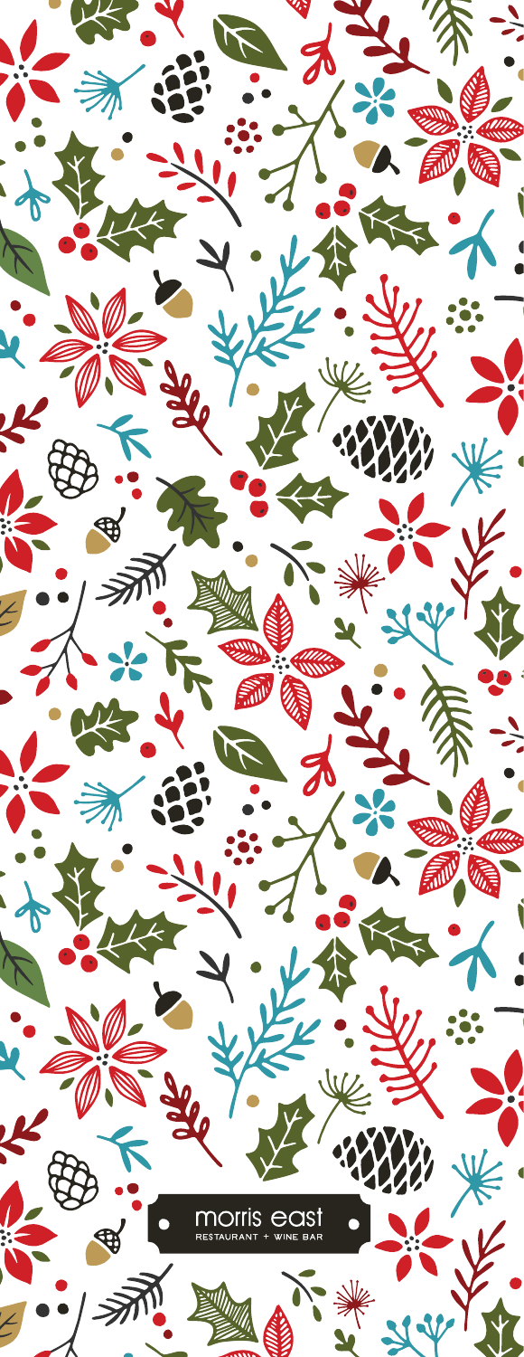morris east

RESTAURANT + WINE BAR